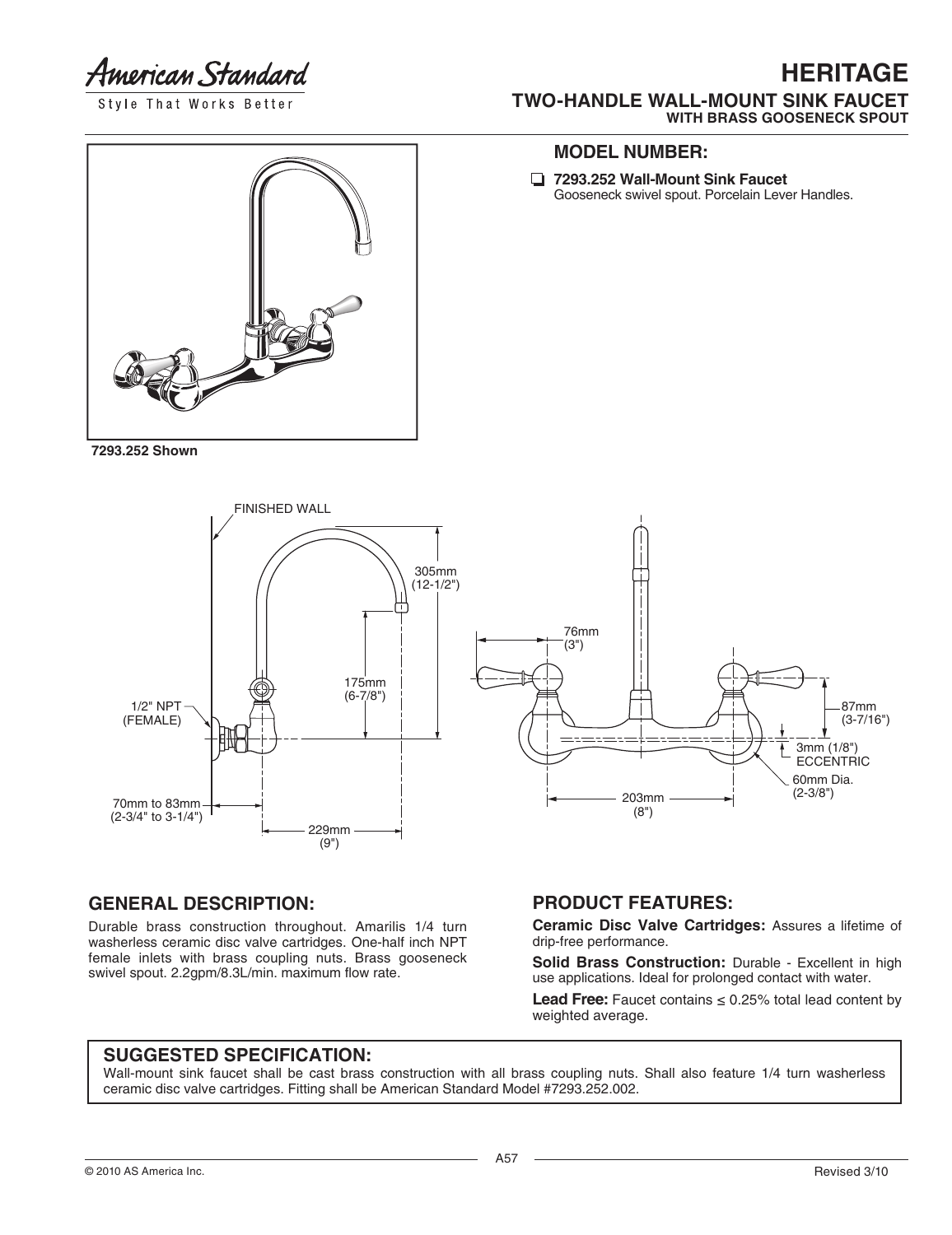American Standard

Style That Works Better

# HERITAGE

## TWO-HANDLE WALL-MOUNT SINK FAUCET

**WITH BRASS GOOSENECK SPOUT**

**7293.252 Shown**

## MODEL NUMBER:

- ❑ **7293.252 Wall-Mount Sink Faucet**
  Gooseneck swivel spout. Porcelain Lever Handles.

FINISHED WALL

305mm (12-1/2")

175mm (6-7/8")

1/2" NPT (FEMALE)

70mm to 83mm (2-3/4" to 3-1/4")

229mm (9")

76mm (3")

87mm (3-7/16")

3mm (1/8") ECCENTRIC

60mm Dia. (2-3/8")

203mm (8")

## GENERAL DESCRIPTION:

Durable brass construction throughout. Amarilis 1/4 turn washerless ceramic disc valve cartridges. One-half inch NPT female inlets with brass coupling nuts. Brass gooseneck swivel spout. 2.2gpm/8.3L/min. maximum flow rate.

## PRODUCT FEATURES:

**Ceramic Disc Valve Cartridges:** Assures a lifetime of drip-free performance.

**Solid Brass Construction:** Durable - Excellent in high use applications. Ideal for prolonged contact with water.

**Lead Free:** Faucet contains ≤ 0.25% total lead content by weighted average.

## SUGGESTED SPECIFICATION:

Wall-mount sink faucet shall be cast brass construction with all brass coupling nuts. Shall also feature 1/4 turn washerless ceramic disc valve cartridges. Fitting shall be American Standard Model #7293.252.002.

© 2010 AS America Inc.

Revised 3/10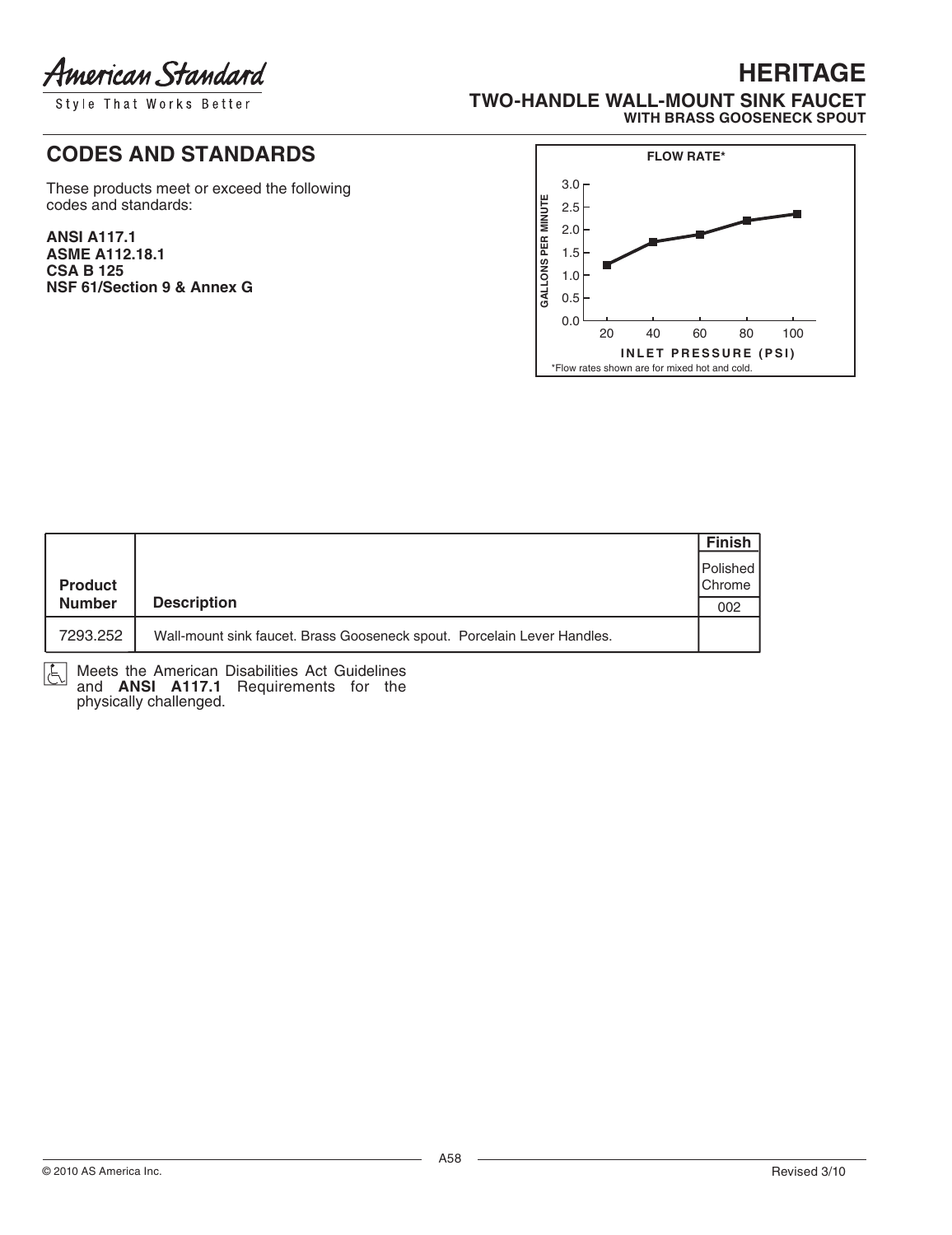American Standard
Style That Works Better

# HERITAGE

### TWO-HANDLE WALL-MOUNT SINK FAUCET
**WITH BRASS GOOSENECK SPOUT**

## CODES AND STANDARDS

These products meet or exceed the following codes and standards:

**ANSI A117.1**
**ASME A112.18.1**
**CSA B 125**
**NSF 61/Section 9 & Annex G**

FLOW RATE*

GALLONS PER MINUTE

3.0
2.5
2.0
1.5
1.0
0.5
0.0

20 40 60 80 100

INLET PRESSURE (PSI)

*Flow rates shown are for mixed hot and cold.

| Product Number | Description | Finish |
|---|---|---|
| | | Polished Chrome |
| | | 002 |
| 7293.252 | Wall-mount sink faucet. Brass Gooseneck spout. Porcelain Lever Handles. | |

Meets the American Disabilities Act Guidelines and **ANSI A117.1** Requirements for the physically challenged.

© 2010 AS America Inc.

Revised 3/10